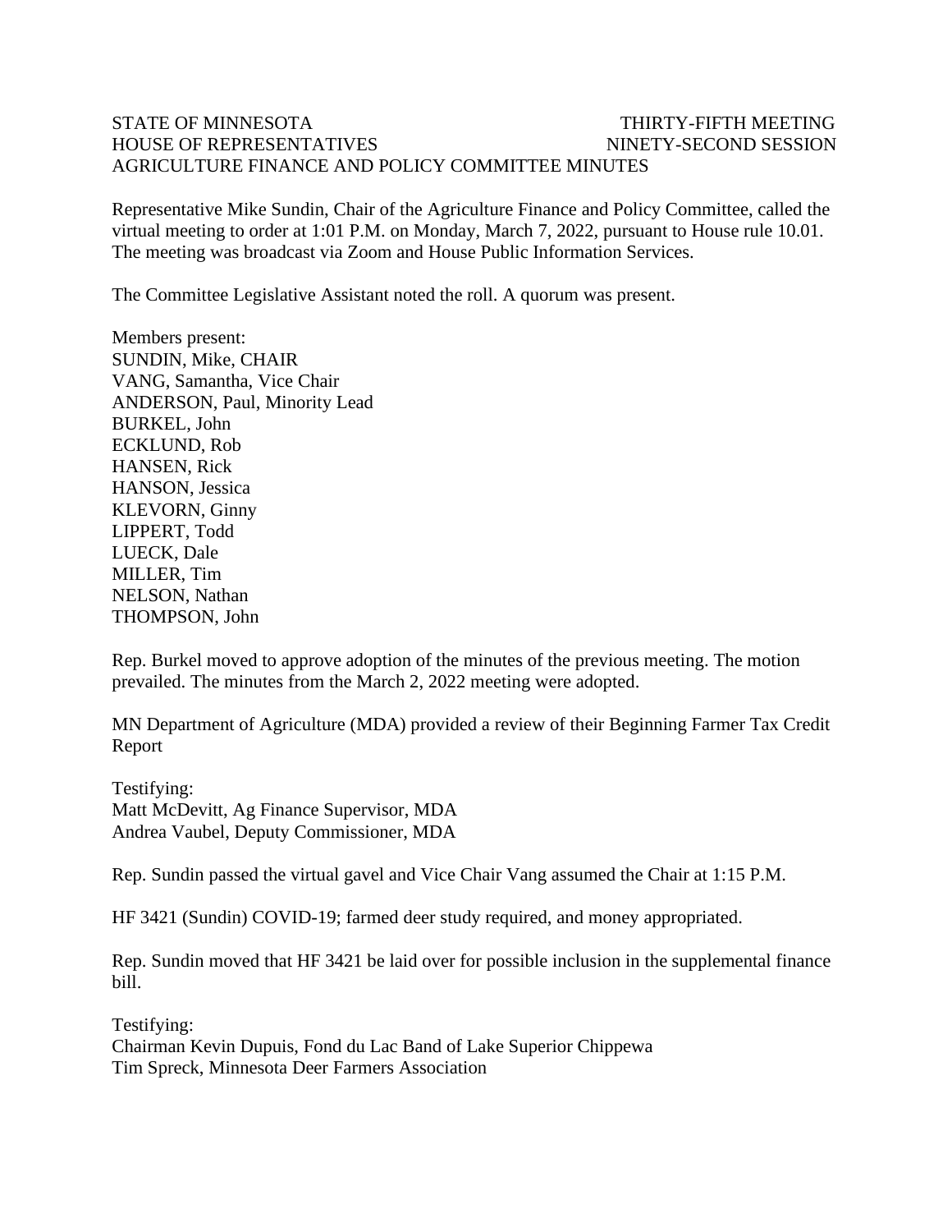STATE OF MINNESOTA THIRTY-FIFTH MEETING
HOUSE OF REPRESENTATIVES NINETY-SECOND SESSION
AGRICULTURE FINANCE AND POLICY COMMITTEE MINUTES

Representative Mike Sundin, Chair of the Agriculture Finance and Policy Committee, called the virtual meeting to order at 1:01 P.M. on Monday, March 7, 2022, pursuant to House rule 10.01. The meeting was broadcast via Zoom and House Public Information Services.

The Committee Legislative Assistant noted the roll. A quorum was present.

Members present:
SUNDIN, Mike, CHAIR
VANG, Samantha, Vice Chair
ANDERSON, Paul, Minority Lead
BURKEL, John
ECKLUND, Rob
HANSEN, Rick
HANSON, Jessica
KLEVORN, Ginny
LIPPERT, Todd
LUECK, Dale
MILLER, Tim
NELSON, Nathan
THOMPSON, John

Rep. Burkel moved to approve adoption of the minutes of the previous meeting. The motion prevailed. The minutes from the March 2, 2022 meeting were adopted.

MN Department of Agriculture (MDA) provided a review of their Beginning Farmer Tax Credit Report

Testifying:
Matt McDevitt, Ag Finance Supervisor, MDA
Andrea Vaubel, Deputy Commissioner, MDA

Rep. Sundin passed the virtual gavel and Vice Chair Vang assumed the Chair at 1:15 P.M.

HF 3421 (Sundin) COVID-19; farmed deer study required, and money appropriated.

Rep. Sundin moved that HF 3421 be laid over for possible inclusion in the supplemental finance bill.

Testifying:
Chairman Kevin Dupuis, Fond du Lac Band of Lake Superior Chippewa
Tim Spreck, Minnesota Deer Farmers Association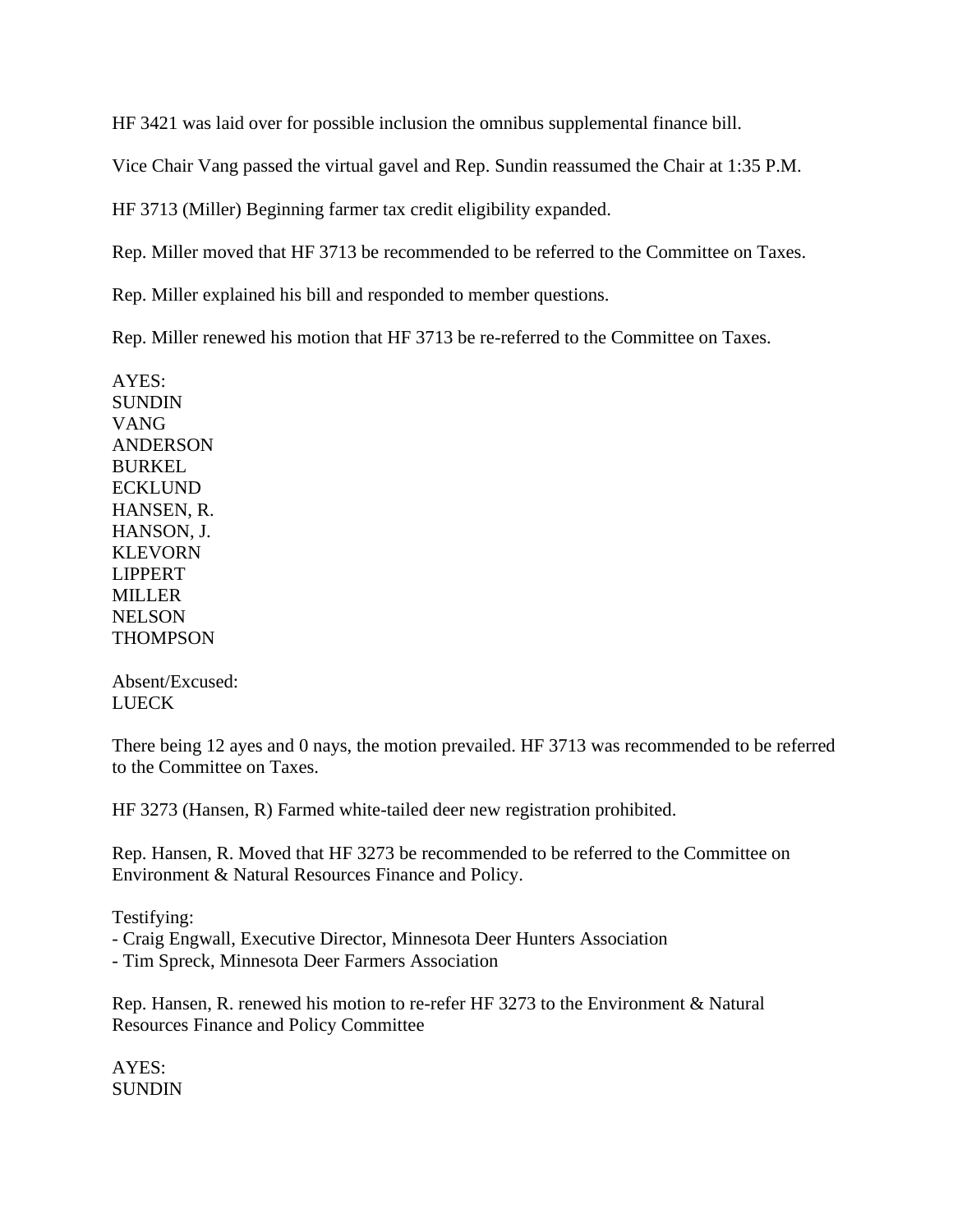HF 3421 was laid over for possible inclusion the omnibus supplemental finance bill.

Vice Chair Vang passed the virtual gavel and Rep. Sundin reassumed the Chair at 1:35 P.M.

HF 3713 (Miller) Beginning farmer tax credit eligibility expanded.

Rep. Miller moved that HF 3713 be recommended to be referred to the Committee on Taxes.

Rep. Miller explained his bill and responded to member questions.

Rep. Miller renewed his motion that HF 3713 be re-referred to the Committee on Taxes.

AYES:
SUNDIN
VANG
ANDERSON
BURKEL
ECKLUND
HANSEN, R.
HANSON, J.
KLEVORN
LIPPERT
MILLER
NELSON
THOMPSON

Absent/Excused:
LUECK

There being 12 ayes and 0 nays, the motion prevailed. HF 3713 was recommended to be referred to the Committee on Taxes.

HF 3273 (Hansen, R) Farmed white-tailed deer new registration prohibited.

Rep. Hansen, R. Moved that HF 3273 be recommended to be referred to the Committee on Environment & Natural Resources Finance and Policy.

Testifying:
- Craig Engwall, Executive Director, Minnesota Deer Hunters Association
- Tim Spreck, Minnesota Deer Farmers Association

Rep. Hansen, R. renewed his motion to re-refer HF 3273 to the Environment & Natural Resources Finance and Policy Committee

AYES:
SUNDIN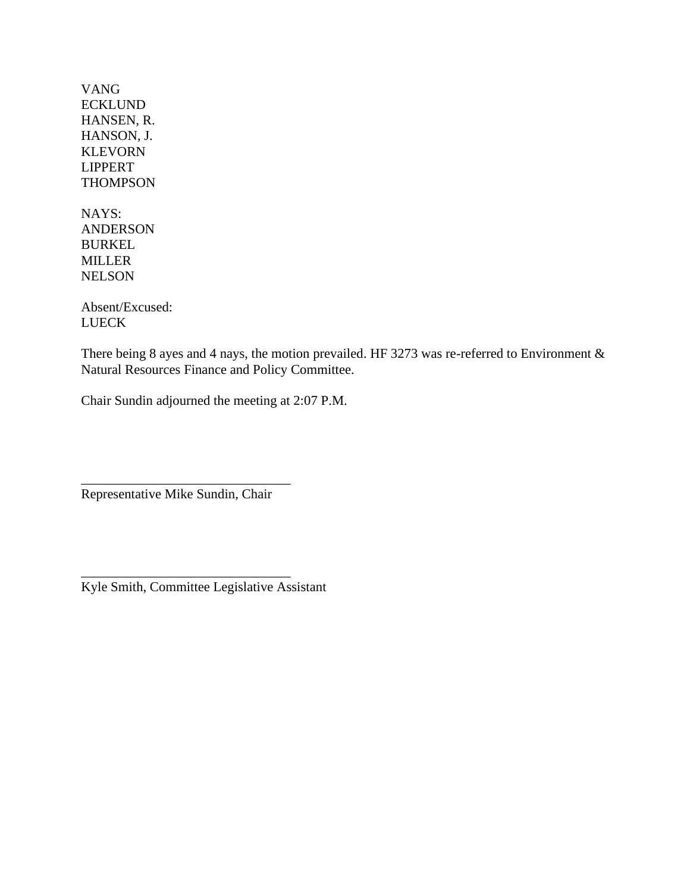VANG
ECKLUND
HANSEN, R.
HANSON, J.
KLEVORN
LIPPERT
THOMPSON

NAYS:
ANDERSON
BURKEL
MILLER
NELSON

Absent/Excused:
LUECK

There being 8 ayes and 4 nays, the motion prevailed. HF 3273 was re-referred to Environment & Natural Resources Finance and Policy Committee.

Chair Sundin adjourned the meeting at 2:07 P.M.

_______________________________
Representative Mike Sundin, Chair

_______________________________
Kyle Smith, Committee Legislative Assistant